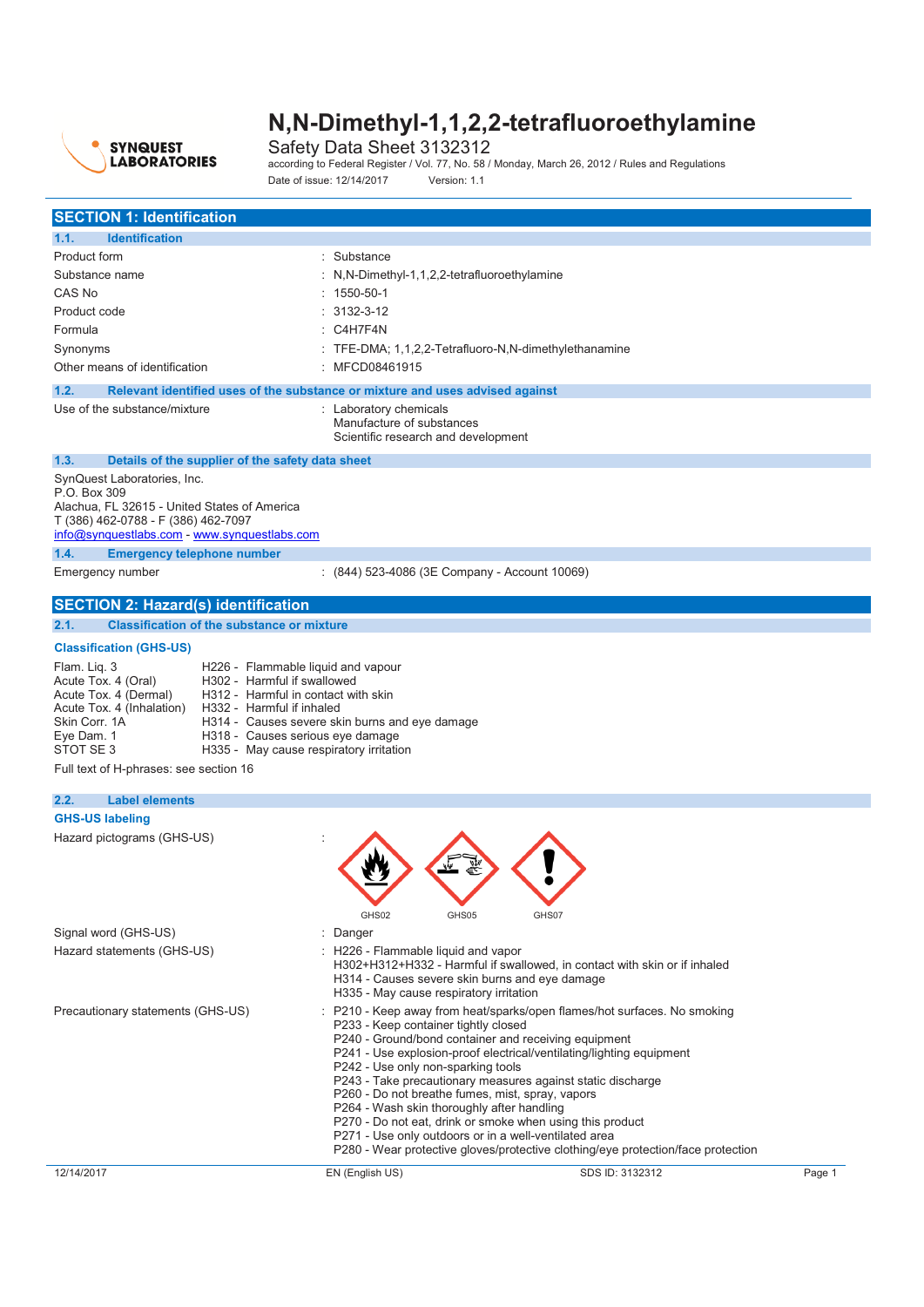# N,N-Dimethyl-1,1,2,2-tetrafluoroethylamine

SYNQUEST LABORATORIES

Safety Data Sheet 3132312

according to Federal Register / Vol. 77, No. 58 / Monday, March 26, 2012 / Rules and Regulations

Date of issue: 12/14/2017 Version: 1.1

## SECTION 1: Identification

### 1.1. Identification

| | |
|---|---|
| Product form | : Substance |
| Substance name | : N,N-Dimethyl-1,1,2,2-tetrafluoroethylamine |
| CAS No | : 1550-50-1 |
| Product code | : 3132-3-12 |
| Formula | : C4H7F4N |
| Synonyms | : TFE-DMA; 1,1,2,2-Tetrafluoro-N,N-dimethylethanamine |
| Other means of identification | : MFCD08461915 |

### 1.2. Relevant identified uses of the substance or mixture and uses advised against

Use of the substance/mixture : Laboratory chemicals
Manufacture of substances
Scientific research and development

### 1.3. Details of the supplier of the safety data sheet

SynQuest Laboratories, Inc.
P.O. Box 309
Alachua, FL 32615 - United States of America
T (386) 462-0788 - F (386) 462-7097
info@synquestlabs.com - www.synquestlabs.com

### 1.4. Emergency telephone number

Emergency number : (844) 523-4086 (3E Company - Account 10069)

## SECTION 2: Hazard(s) identification

### 2.1. Classification of the substance or mixture

**Classification (GHS-US)**

| | |
|---|---|
| Flam. Liq. 3 | H226 - Flammable liquid and vapour |
| Acute Tox. 4 (Oral) | H302 - Harmful if swallowed |
| Acute Tox. 4 (Dermal) | H312 - Harmful in contact with skin |
| Acute Tox. 4 (Inhalation) | H332 - Harmful if inhaled |
| Skin Corr. 1A | H314 - Causes severe skin burns and eye damage |
| Eye Dam. 1 | H318 - Causes serious eye damage |
| STOT SE 3 | H335 - May cause respiratory irritation |

Full text of H-phrases: see section 16

### 2.2. Label elements

**GHS-US labeling**

Hazard pictograms (GHS-US) : GHS02 GHS05 GHS07

Signal word (GHS-US) : Danger

Hazard statements (GHS-US) : H226 - Flammable liquid and vapor
H302+H312+H332 - Harmful if swallowed, in contact with skin or if inhaled
H314 - Causes severe skin burns and eye damage
H335 - May cause respiratory irritation

Precautionary statements (GHS-US) : P210 - Keep away from heat/sparks/open flames/hot surfaces. No smoking
P233 - Keep container tightly closed
P240 - Ground/bond container and receiving equipment
P241 - Use explosion-proof electrical/ventilating/lighting equipment
P242 - Use only non-sparking tools
P243 - Take precautionary measures against static discharge
P260 - Do not breathe fumes, mist, spray, vapors
P264 - Wash skin thoroughly after handling
P270 - Do not eat, drink or smoke when using this product
P271 - Use only outdoors or in a well-ventilated area
P280 - Wear protective gloves/protective clothing/eye protection/face protection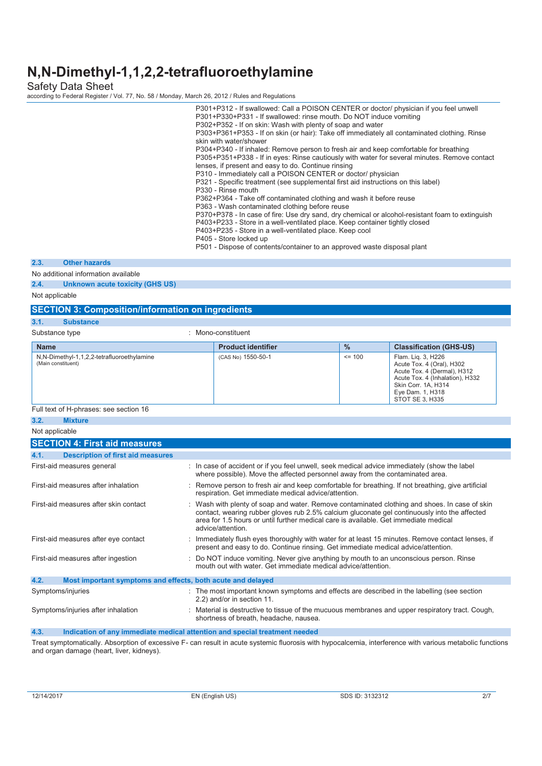P301+P312 - If swallowed: Call a POISON CENTER or doctor/ physician if you feel unwell
P301+P330+P331 - If swallowed: rinse mouth. Do NOT induce vomiting
P302+P352 - If on skin: Wash with plenty of soap and water
P303+P361+P353 - If on skin (or hair): Take off immediately all contaminated clothing. Rinse skin with water/shower
P304+P340 - If inhaled: Remove person to fresh air and keep comfortable for breathing
P305+P351+P338 - If in eyes: Rinse cautiously with water for several minutes. Remove contact lenses, if present and easy to do. Continue rinsing
P310 - Immediately call a POISON CENTER or doctor/ physician
P321 - Specific treatment (see supplemental first aid instructions on this label)
P330 - Rinse mouth
P362+P364 - Take off contaminated clothing and wash it before reuse
P363 - Wash contaminated clothing before reuse
P370+P378 - In case of fire: Use dry sand, dry chemical or alcohol-resistant foam to extinguish
P403+P233 - Store in a well-ventilated place. Keep container tightly closed
P403+P235 - Store in a well-ventilated place. Keep cool
P405 - Store locked up
P501 - Dispose of contents/container to an approved waste disposal plant

### 2.3. Other hazards

No additional information available

### 2.4. Unknown acute toxicity (GHS US)

Not applicable

## SECTION 3: Composition/information on ingredients

### 3.1. Substance

Substance type : Mono-constituent

| Name | Product identifier | % | Classification (GHS-US) |
|---|---|---|---|
| N,N-Dimethyl-1,1,2,2-tetrafluoroethylamine (Main constituent) | (CAS No) 1550-50-1 | <= 100 | Flam. Liq. 3, H226<br>Acute Tox. 4 (Oral), H302<br>Acute Tox. 4 (Dermal), H312<br>Acute Tox. 4 (Inhalation), H332<br>Skin Corr. 1A, H314<br>Eye Dam. 1, H318<br>STOT SE 3, H335 |

Full text of H-phrases: see section 16

### 3.2. Mixture

Not applicable

## SECTION 4: First aid measures

### 4.1. Description of first aid measures

First-aid measures general : In case of accident or if you feel unwell, seek medical advice immediately (show the label where possible). Move the affected personnel away from the contaminated area.

First-aid measures after inhalation : Remove person to fresh air and keep comfortable for breathing. If not breathing, give artificial respiration. Get immediate medical advice/attention.

First-aid measures after skin contact : Wash with plenty of soap and water. Remove contaminated clothing and shoes. In case of skin contact, wearing rubber gloves rub 2.5% calcium gluconate gel continuously into the affected area for 1.5 hours or until further medical care is available. Get immediate medical advice/attention.

First-aid measures after eye contact : Immediately flush eyes thoroughly with water for at least 15 minutes. Remove contact lenses, if present and easy to do. Continue rinsing. Get immediate medical advice/attention.

First-aid measures after ingestion : Do NOT induce vomiting. Never give anything by mouth to an unconscious person. Rinse mouth out with water. Get immediate medical advice/attention.

### 4.2. Most important symptoms and effects, both acute and delayed

Symptoms/injuries : The most important known symptoms and effects are described in the labelling (see section 2.2) and/or in section 11.

Symptoms/injuries after inhalation : Material is destructive to tissue of the mucuous membranes and upper respiratory tract. Cough, shortness of breath, headache, nausea.

### 4.3. Indication of any immediate medical attention and special treatment needed

Treat symptomatically. Absorption of excessive $F^-$ can result in acute systemic fluorosis with hypocalcemia, interference with various metabolic functions and organ damage (heart, liver, kidneys).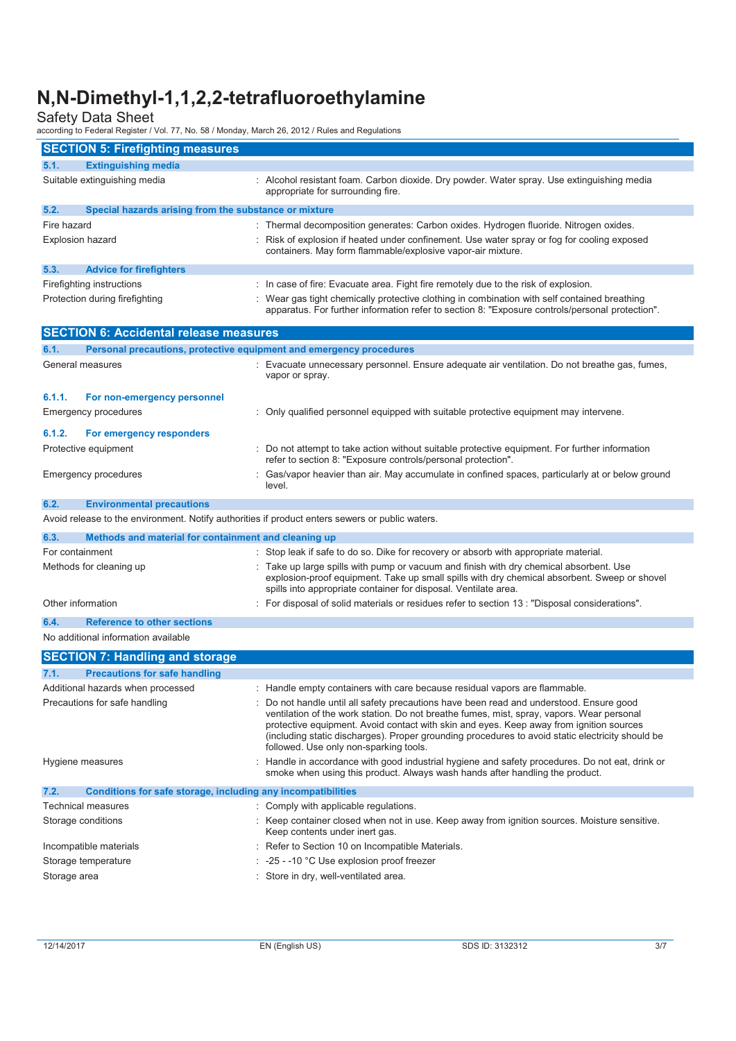## SECTION 5: Firefighting measures

### 5.1. Extinguishing media

Suitable extinguishing media : Alcohol resistant foam. Carbon dioxide. Dry powder. Water spray. Use extinguishing media appropriate for surrounding fire.

### 5.2. Special hazards arising from the substance or mixture

Fire hazard : Thermal decomposition generates: Carbon oxides. Hydrogen fluoride. Nitrogen oxides.

Explosion hazard : Risk of explosion if heated under confinement. Use water spray or fog for cooling exposed containers. May form flammable/explosive vapor-air mixture.

### 5.3. Advice for firefighters

Firefighting instructions : In case of fire: Evacuate area. Fight fire remotely due to the risk of explosion.

Protection during firefighting : Wear gas tight chemically protective clothing in combination with self contained breathing apparatus. For further information refer to section 8: "Exposure controls/personal protection".

## SECTION 6: Accidental release measures

### 6.1. Personal precautions, protective equipment and emergency procedures

General measures : Evacuate unnecessary personnel. Ensure adequate air ventilation. Do not breathe gas, fumes, vapor or spray.

#### 6.1.1. For non-emergency personnel

Emergency procedures : Only qualified personnel equipped with suitable protective equipment may intervene.

#### 6.1.2. For emergency responders

Protective equipment : Do not attempt to take action without suitable protective equipment. For further information refer to section 8: "Exposure controls/personal protection".

Emergency procedures : Gas/vapor heavier than air. May accumulate in confined spaces, particularly at or below ground level.

### 6.2. Environmental precautions

Avoid release to the environment. Notify authorities if product enters sewers or public waters.

### 6.3. Methods and material for containment and cleaning up

For containment : Stop leak if safe to do so. Dike for recovery or absorb with appropriate material.

Methods for cleaning up : Take up large spills with pump or vacuum and finish with dry chemical absorbent. Use explosion-proof equipment. Take up small spills with dry chemical absorbent. Sweep or shovel spills into appropriate container for disposal. Ventilate area.

Other information : For disposal of solid materials or residues refer to section 13 : "Disposal considerations".

### 6.4. Reference to other sections

No additional information available

## SECTION 7: Handling and storage

### 7.1. Precautions for safe handling

Additional hazards when processed : Handle empty containers with care because residual vapors are flammable.

Precautions for safe handling : Do not handle until all safety precautions have been read and understood. Ensure good ventilation of the work station. Do not breathe fumes, mist, spray, vapors. Wear personal protective equipment. Avoid contact with skin and eyes. Keep away from ignition sources (including static discharges). Proper grounding procedures to avoid static electricity should be followed. Use only non-sparking tools.

Hygiene measures : Handle in accordance with good industrial hygiene and safety procedures. Do not eat, drink or smoke when using this product. Always wash hands after handling the product.

### 7.2. Conditions for safe storage, including any incompatibilities

Technical measures : Comply with applicable regulations.

Storage conditions : Keep container closed when not in use. Keep away from ignition sources. Moisture sensitive. Keep contents under inert gas.

Incompatible materials : Refer to Section 10 on Incompatible Materials.

Storage temperature : -25 - -10 °C Use explosion proof freezer

Storage area : Store in dry, well-ventilated area.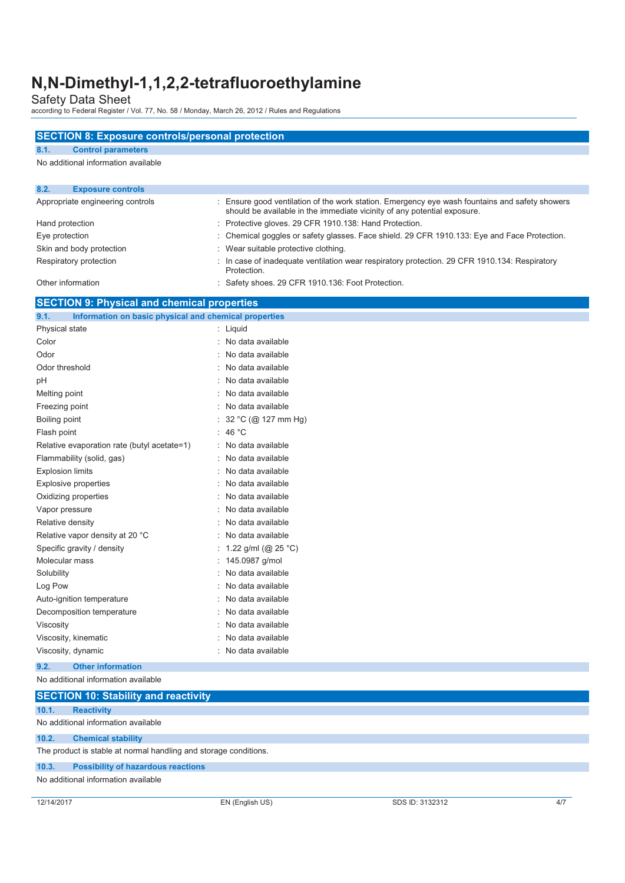## SECTION 8: Exposure controls/personal protection

### 8.1. Control parameters

No additional information available

### 8.2. Exposure controls

| | |
|---|---|
| Appropriate engineering controls | : Ensure good ventilation of the work station. Emergency eye wash fountains and safety showers should be available in the immediate vicinity of any potential exposure. |
| Hand protection | : Protective gloves. 29 CFR 1910.138: Hand Protection. |
| Eye protection | : Chemical goggles or safety glasses. Face shield. 29 CFR 1910.133: Eye and Face Protection. |
| Skin and body protection | : Wear suitable protective clothing. |
| Respiratory protection | : In case of inadequate ventilation wear respiratory protection. 29 CFR 1910.134: Respiratory Protection. |
| Other information | : Safety shoes. 29 CFR 1910.136: Foot Protection. |

## SECTION 9: Physical and chemical properties

### 9.1. Information on basic physical and chemical properties

| | |
|---|---|
| Physical state | : Liquid |
| Color | : No data available |
| Odor | : No data available |
| Odor threshold | : No data available |
| pH | : No data available |
| Melting point | : No data available |
| Freezing point | : No data available |
| Boiling point | : 32 °C (@ 127 mm Hg) |
| Flash point | : 46 °C |
| Relative evaporation rate (butyl acetate=1) | : No data available |
| Flammability (solid, gas) | : No data available |
| Explosion limits | : No data available |
| Explosive properties | : No data available |
| Oxidizing properties | : No data available |
| Vapor pressure | : No data available |
| Relative density | : No data available |
| Relative vapor density at 20 °C | : No data available |
| Specific gravity / density | : 1.22 g/ml (@ 25 °C) |
| Molecular mass | : 145.0987 g/mol |
| Solubility | : No data available |
| Log Pow | : No data available |
| Auto-ignition temperature | : No data available |
| Decomposition temperature | : No data available |
| Viscosity | : No data available |
| Viscosity, kinematic | : No data available |
| Viscosity, dynamic | : No data available |

### 9.2. Other information

No additional information available

## SECTION 10: Stability and reactivity

### 10.1. Reactivity

No additional information available

### 10.2. Chemical stability

The product is stable at normal handling and storage conditions.

### 10.3. Possibility of hazardous reactions

No additional information available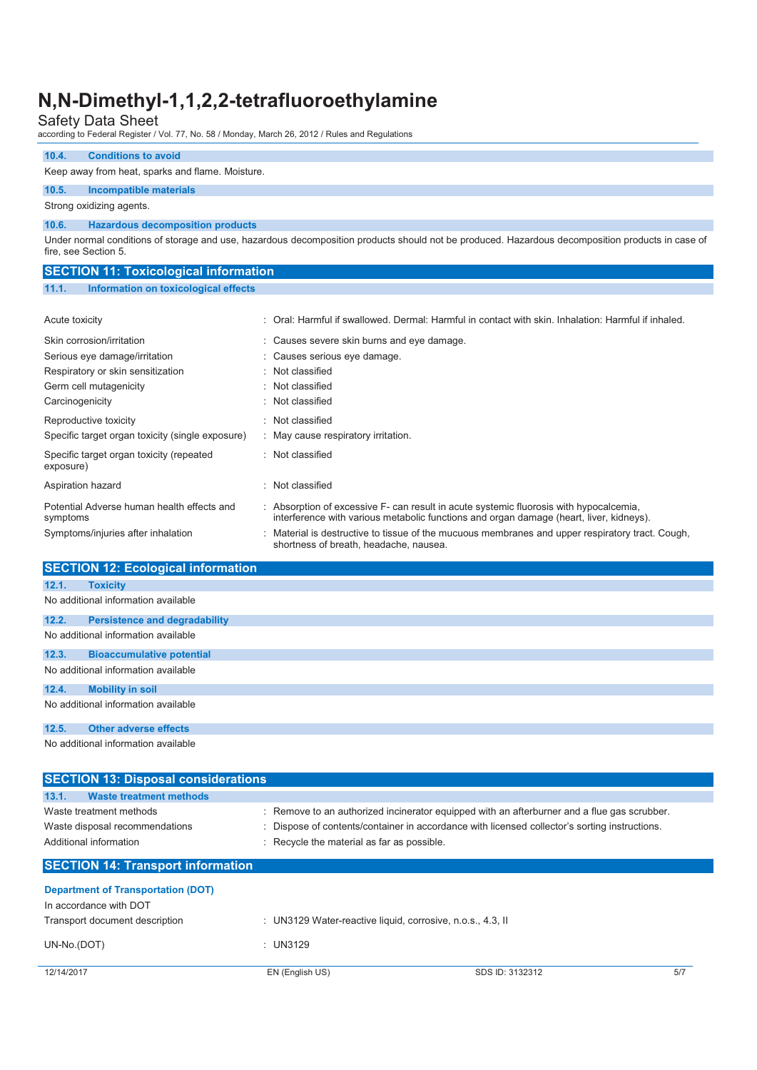### 10.4. Conditions to avoid

Keep away from heat, sparks and flame. Moisture.

### 10.5. Incompatible materials

Strong oxidizing agents.

### 10.6. Hazardous decomposition products

Under normal conditions of storage and use, hazardous decomposition products should not be produced. Hazardous decomposition products in case of fire, see Section 5.

## SECTION 11: Toxicological information

### 11.1. Information on toxicological effects

| | |
|---|---|
| Acute toxicity | : Oral: Harmful if swallowed. Dermal: Harmful in contact with skin. Inhalation: Harmful if inhaled. |
| Skin corrosion/irritation | : Causes severe skin burns and eye damage. |
| Serious eye damage/irritation | : Causes serious eye damage. |
| Respiratory or skin sensitization | : Not classified |
| Germ cell mutagenicity | : Not classified |
| Carcinogenicity | : Not classified |
| Reproductive toxicity | : Not classified |
| Specific target organ toxicity (single exposure) | : May cause respiratory irritation. |
| Specific target organ toxicity (repeated exposure) | : Not classified |
| Aspiration hazard | : Not classified |
| Potential Adverse human health effects and symptoms | : Absorption of excessive F- can result in acute systemic fluorosis with hypocalcemia, interference with various metabolic functions and organ damage (heart, liver, kidneys). |
| Symptoms/injuries after inhalation | : Material is destructive to tissue of the mucuous membranes and upper respiratory tract. Cough, shortness of breath, headache, nausea. |

## SECTION 12: Ecological information

### 12.1. Toxicity

No additional information available

### 12.2. Persistence and degradability

No additional information available

### 12.3. Bioaccumulative potential

No additional information available

### 12.4. Mobility in soil

No additional information available

### 12.5. Other adverse effects

No additional information available

## SECTION 13: Disposal considerations

### 13.1. Waste treatment methods

| | |
|---|---|
| Waste treatment methods | : Remove to an authorized incinerator equipped with an afterburner and a flue gas scrubber. |
| Waste disposal recommendations | : Dispose of contents/container in accordance with licensed collector's sorting instructions. |
| Additional information | : Recycle the material as far as possible. |

## SECTION 14: Transport information

**Department of Transportation (DOT)**

In accordance with DOT

| | |
|---|---|
| Transport document description | : UN3129 Water-reactive liquid, corrosive, n.o.s., 4.3, II |
| UN-No.(DOT) | : UN3129 |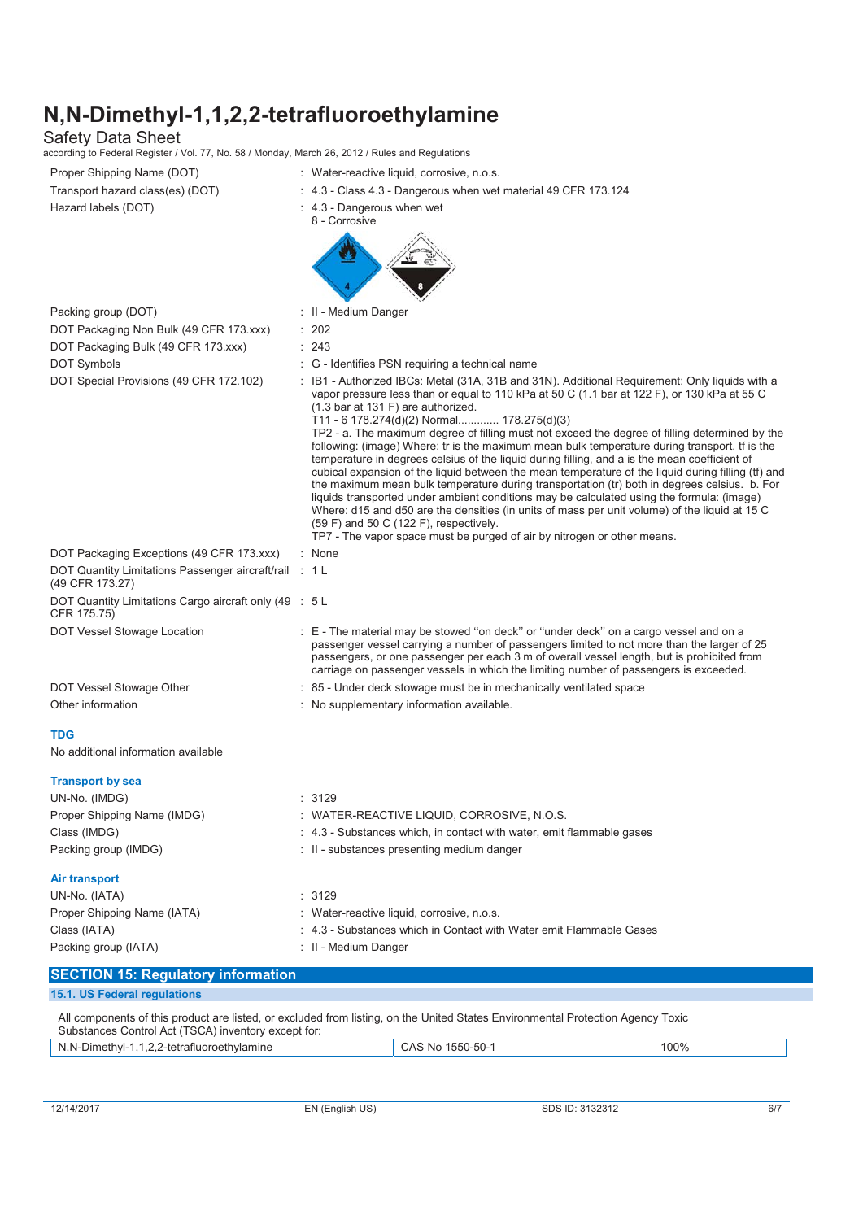| | |
|---|---|
| Proper Shipping Name (DOT) | : Water-reactive liquid, corrosive, n.o.s. |
| Transport hazard class(es) (DOT) | : 4.3 - Class 4.3 - Dangerous when wet material 49 CFR 173.124 |
| Hazard labels (DOT) | : 4.3 - Dangerous when wet<br>8 - Corrosive |
| Packing group (DOT) | : II - Medium Danger |
| DOT Packaging Non Bulk (49 CFR 173.xxx) | : 202 |
| DOT Packaging Bulk (49 CFR 173.xxx) | : 243 |
| DOT Symbols | : G - Identifies PSN requiring a technical name |
| DOT Special Provisions (49 CFR 172.102) | : IB1 - Authorized IBCs: Metal (31A, 31B and 31N). Additional Requirement: Only liquids with a vapor pressure less than or equal to 110 kPa at 50 C (1.1 bar at 122 F), or 130 kPa at 55 C (1.3 bar at 131 F) are authorized.<br>T11 - 6 178.274(d)(2) Normal............. 178.275(d)(3)<br>TP2 - a. The maximum degree of filling must not exceed the degree of filling determined by the following: (image) Where: tr is the maximum mean bulk temperature during transport, tf is the temperature in degrees celsius of the liquid during filling, and a is the mean coefficient of cubical expansion of the liquid between the mean temperature of the liquid during filling (tf) and the maximum mean bulk temperature during transportation (tr) both in degrees celsius. b. For liquids transported under ambient conditions may be calculated using the formula: (image) Where: d15 and d50 are the densities (in units of mass per unit volume) of the liquid at 15 C (59 F) and 50 C (122 F), respectively.<br>TP7 - The vapor space must be purged of air by nitrogen or other means. |
| DOT Packaging Exceptions (49 CFR 173.xxx) | : None |
| DOT Quantity Limitations Passenger aircraft/rail (49 CFR 173.27) | : 1 L |
| DOT Quantity Limitations Cargo aircraft only (49 CFR 175.75) | : 5 L |
| DOT Vessel Stowage Location | : E - The material may be stowed "on deck" or "under deck" on a cargo vessel and on a passenger vessel carrying a number of passengers limited to not more than the larger of 25 passengers, or one passenger per each 3 m of overall vessel length, but is prohibited from carriage on passenger vessels in which the limiting number of passengers is exceeded. |
| DOT Vessel Stowage Other | : 85 - Under deck stowage must be in mechanically ventilated space |
| Other information | : No supplementary information available. |

### TDG

No additional information available

### Transport by sea

| | |
|---|---|
| UN-No. (IMDG) | : 3129 |
| Proper Shipping Name (IMDG) | : WATER-REACTIVE LIQUID, CORROSIVE, N.O.S. |
| Class (IMDG) | : 4.3 - Substances which, in contact with water, emit flammable gases |
| Packing group (IMDG) | : II - substances presenting medium danger |

### Air transport

| | |
|---|---|
| UN-No. (IATA) | : 3129 |
| Proper Shipping Name (IATA) | : Water-reactive liquid, corrosive, n.o.s. |
| Class (IATA) | : 4.3 - Substances which in Contact with Water emit Flammable Gases |
| Packing group (IATA) | : II - Medium Danger |

## SECTION 15: Regulatory information

### 15.1. US Federal regulations

All components of this product are listed, or excluded from listing, on the United States Environmental Protection Agency Toxic Substances Control Act (TSCA) inventory except for:

| | | |
|---|---|---|
| N,N-Dimethyl-1,1,2,2-tetrafluoroethylamine | CAS No 1550-50-1 | 100% |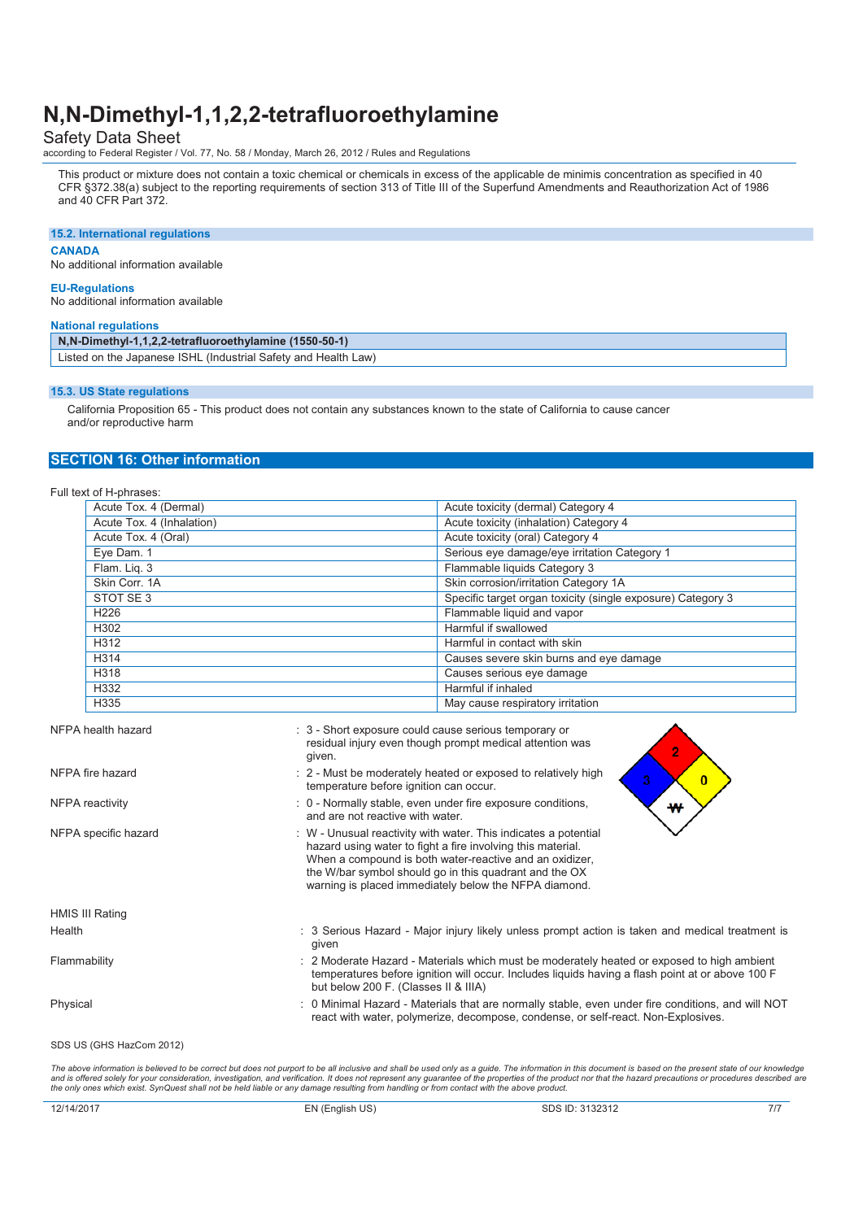This product or mixture does not contain a toxic chemical or chemicals in excess of the applicable de minimis concentration as specified in 40 CFR §372.38(a) subject to the reporting requirements of section 313 of Title III of the Superfund Amendments and Reauthorization Act of 1986 and 40 CFR Part 372.

### 15.2. International regulations

**CANADA**

No additional information available

**EU-Regulations**

No additional information available

**National regulations**

| **N,N-Dimethyl-1,1,2,2-tetrafluoroethylamine (1550-50-1)** |
|---|
| Listed on the Japanese ISHL (Industrial Safety and Health Law) |

### 15.3. US State regulations

California Proposition 65 - This product does not contain any substances known to the state of California to cause cancer and/or reproductive harm

## SECTION 16: Other information

Full text of H-phrases:

| | |
|---|---|
| Acute Tox. 4 (Dermal) | Acute toxicity (dermal) Category 4 |
| Acute Tox. 4 (Inhalation) | Acute toxicity (inhalation) Category 4 |
| Acute Tox. 4 (Oral) | Acute toxicity (oral) Category 4 |
| Eye Dam. 1 | Serious eye damage/eye irritation Category 1 |
| Flam. Liq. 3 | Flammable liquids Category 3 |
| Skin Corr. 1A | Skin corrosion/irritation Category 1A |
| STOT SE 3 | Specific target organ toxicity (single exposure) Category 3 |
| H226 | Flammable liquid and vapor |
| H302 | Harmful if swallowed |
| H312 | Harmful in contact with skin |
| H314 | Causes severe skin burns and eye damage |
| H318 | Causes serious eye damage |
| H332 | Harmful if inhaled |
| H335 | May cause respiratory irritation |

NFPA health hazard : 3 - Short exposure could cause serious temporary or residual injury even though prompt medical attention was given.

NFPA fire hazard : 2 - Must be moderately heated or exposed to relatively high temperature before ignition can occur.

NFPA reactivity : 0 - Normally stable, even under fire exposure conditions, and are not reactive with water.

NFPA specific hazard : W - Unusual reactivity with water. This indicates a potential hazard using water to fight a fire involving this material. When a compound is both water-reactive and an oxidizer, the W/bar symbol should go in this quadrant and the OX warning is placed immediately below the NFPA diamond.

2
3
0
W

HMIS III Rating

Health : 3 Serious Hazard - Major injury likely unless prompt action is taken and medical treatment is given

Flammability : 2 Moderate Hazard - Materials which must be moderately heated or exposed to high ambient temperatures before ignition will occur. Includes liquids having a flash point at or above 100 F but below 200 F. (Classes II & IIIA)

Physical : 0 Minimal Hazard - Materials that are normally stable, even under fire conditions, and will NOT react with water, polymerize, decompose, condense, or self-react. Non-Explosives.

SDS US (GHS HazCom 2012)

*The above information is believed to be correct but does not purport to be all inclusive and shall be used only as a guide. The information in this document is based on the present state of our knowledge and is offered solely for your consideration, investigation, and verification. It does not represent any guarantee of the properties of the product nor that the hazard precautions or procedures described are the only ones which exist. SynQuest shall not be held liable or any damage resulting from handling or from contact with the above product.*